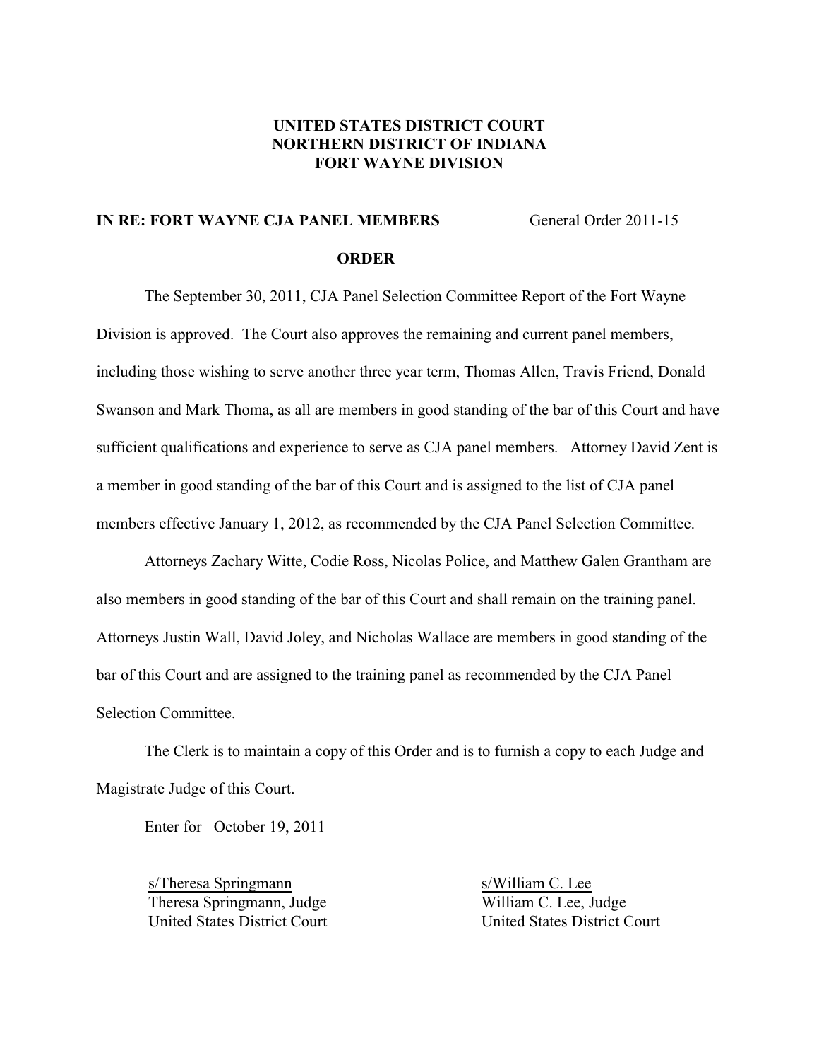**UNITED STATES DISTRICT COURT**
**NORTHERN DISTRICT OF INDIANA**
**FORT WAYNE DIVISION**

**IN RE: FORT WAYNE CJA PANEL MEMBERS** General Order 2011-15

**ORDER**

The September 30, 2011, CJA Panel Selection Committee Report of the Fort Wayne Division is approved. The Court also approves the remaining and current panel members, including those wishing to serve another three year term, Thomas Allen, Travis Friend, Donald Swanson and Mark Thoma, as all are members in good standing of the bar of this Court and have sufficient qualifications and experience to serve as CJA panel members. Attorney David Zent is a member in good standing of the bar of this Court and is assigned to the list of CJA panel members effective January 1, 2012, as recommended by the CJA Panel Selection Committee.

Attorneys Zachary Witte, Codie Ross, Nicolas Police, and Matthew Galen Grantham are also members in good standing of the bar of this Court and shall remain on the training panel. Attorneys Justin Wall, David Joley, and Nicholas Wallace are members in good standing of the bar of this Court and are assigned to the training panel as recommended by the CJA Panel Selection Committee.

The Clerk is to maintain a copy of this Order and is to furnish a copy to each Judge and Magistrate Judge of this Court.

Enter for October 19, 2011

s/Theresa Springmann
Theresa Springmann, Judge
United States District Court

s/William C. Lee
William C. Lee, Judge
United States District Court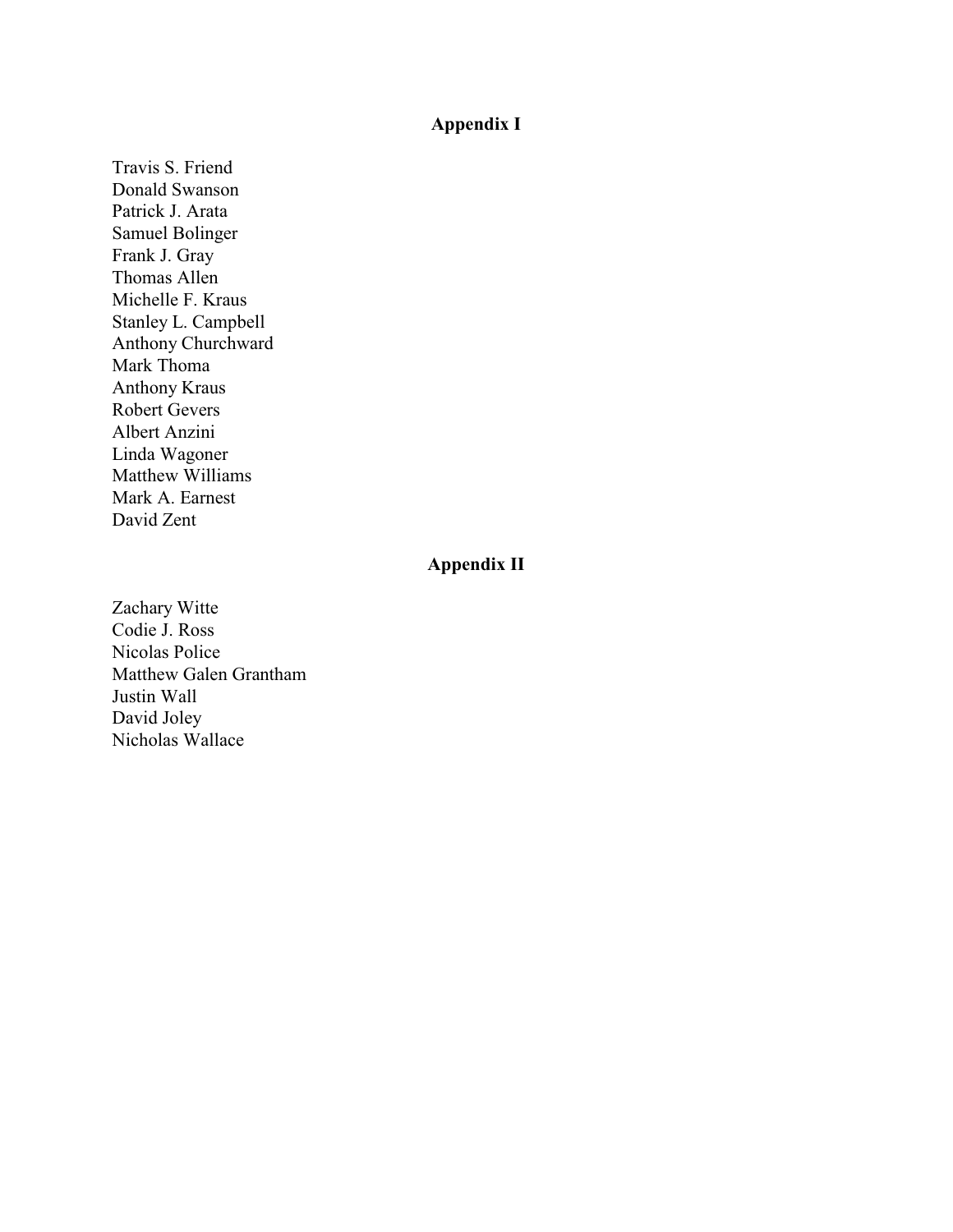## Appendix I

Travis S. Friend
Donald Swanson
Patrick J. Arata
Samuel Bolinger
Frank J. Gray
Thomas Allen
Michelle F. Kraus
Stanley L. Campbell
Anthony Churchward
Mark Thoma
Anthony Kraus
Robert Gevers
Albert Anzini
Linda Wagoner
Matthew Williams
Mark A. Earnest
David Zent

## Appendix II

Zachary Witte
Codie J. Ross
Nicolas Police
Matthew Galen Grantham
Justin Wall
David Joley
Nicholas Wallace